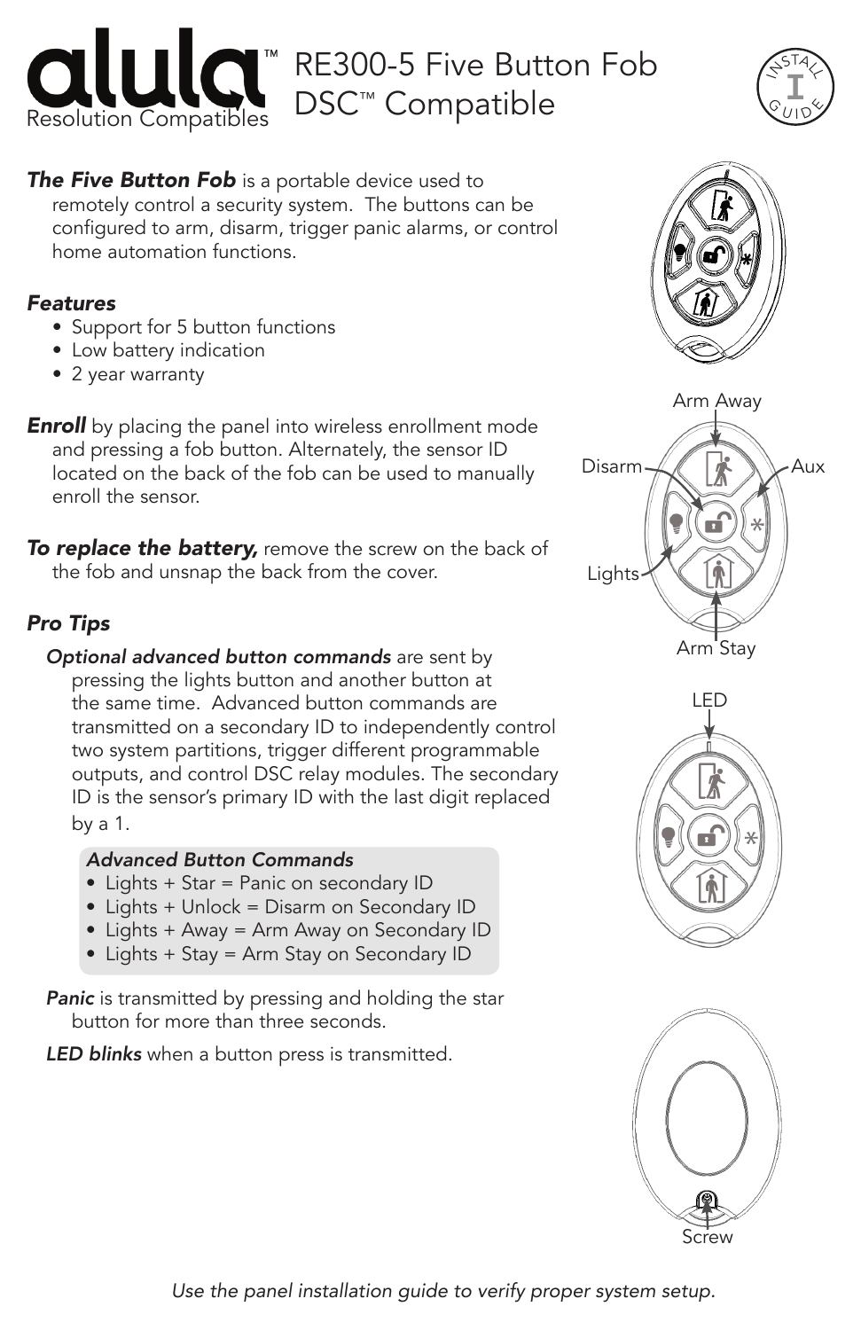# RE300-5 Five Button Fob DSC™ Compatible

alula™ Resolution Compatibles

***The Five Button Fob*** is a portable device used to remotely control a security system. The buttons can be configured to arm, disarm, trigger panic alarms, or control home automation functions.

### *Features*

- Support for 5 button functions
- Low battery indication
- 2 year warranty

***Enroll*** by placing the panel into wireless enrollment mode and pressing a fob button. Alternately, the sensor ID located on the back of the fob can be used to manually enroll the sensor.

***To replace the battery,*** remove the screw on the back of the fob and unsnap the back from the cover.

### *Pro Tips*

***Optional advanced button commands*** are sent by pressing the lights button and another button at the same time. Advanced button commands are transmitted on a secondary ID to independently control two system partitions, trigger different programmable outputs, and control DSC relay modules. The secondary ID is the sensor's primary ID with the last digit replaced by a 1.

***Advanced Button Commands***

- Lights + Star = Panic on secondary ID
- Lights + Unlock = Disarm on Secondary ID
- Lights + Away = Arm Away on Secondary ID
- Lights + Stay = Arm Stay on Secondary ID

***Panic*** is transmitted by pressing and holding the star button for more than three seconds.

***LED blinks*** when a button press is transmitted.

Arm Away

Disarm

Aux

Lights

Arm Stay

LED

Screw

*Use the panel installation guide to verify proper system setup.*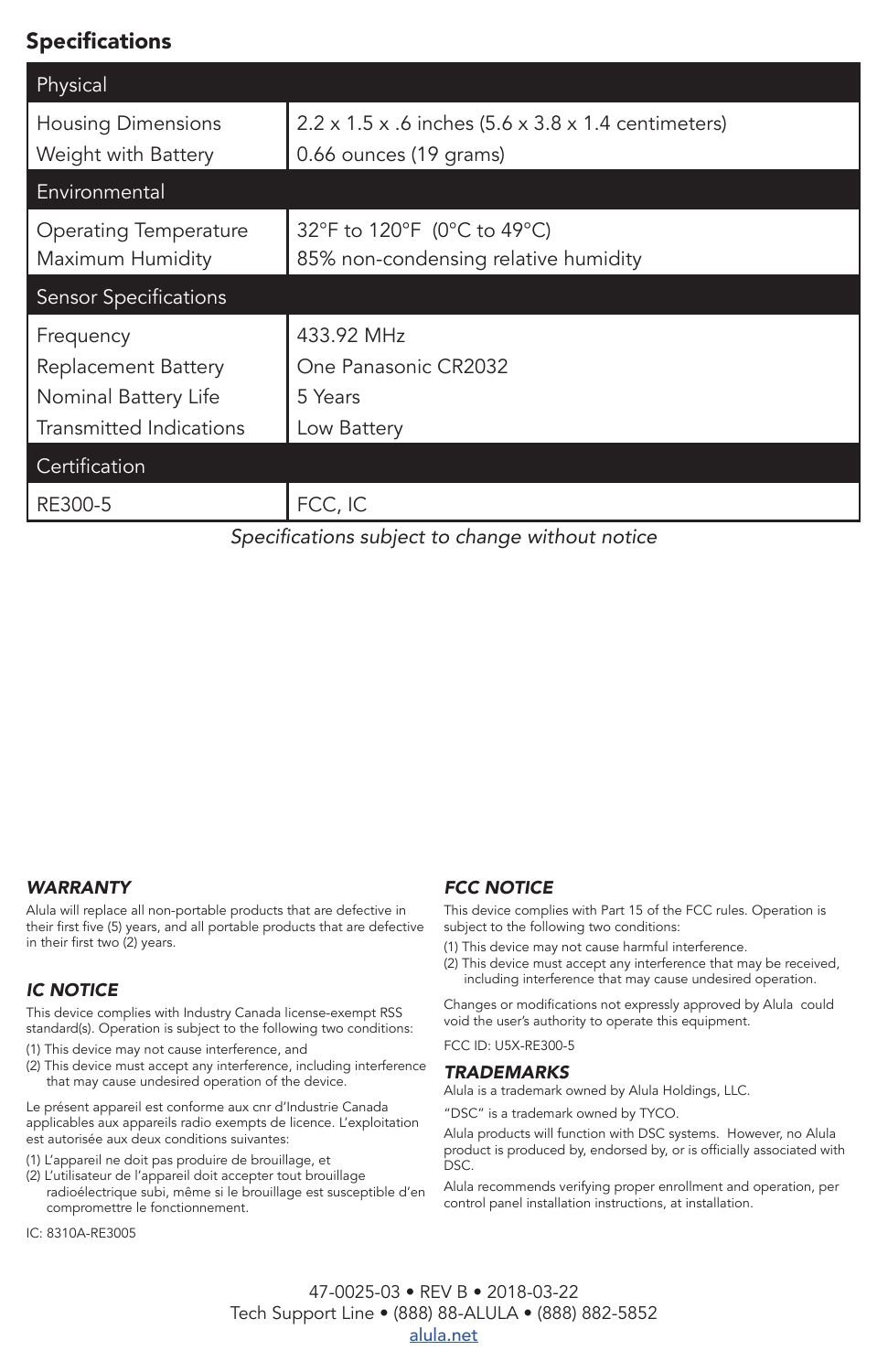## Specifications

| | |
|---|---|
| **Physical** | |
| Housing Dimensions | 2.2 x 1.5 x .6 inches (5.6 x 3.8 x 1.4 centimeters) |
| Weight with Battery | 0.66 ounces (19 grams) |
| **Environmental** | |
| Operating Temperature | 32°F to 120°F (0°C to 49°C) |
| Maximum Humidity | 85% non-condensing relative humidity |
| **Sensor Specifications** | |
| Frequency | 433.92 MHz |
| Replacement Battery | One Panasonic CR2032 |
| Nominal Battery Life | 5 Years |
| Transmitted Indications | Low Battery |
| **Certification** | |
| RE300-5 | FCC, IC |

*Specifications subject to change without notice*

### *WARRANTY*

Alula will replace all non-portable products that are defective in their first five (5) years, and all portable products that are defective in their first two (2) years.

### *IC NOTICE*

This device complies with Industry Canada license-exempt RSS standard(s). Operation is subject to the following two conditions:

(1) This device may not cause interference, and
(2) This device must accept any interference, including interference that may cause undesired operation of the device.

Le présent appareil est conforme aux cnr d'Industrie Canada applicables aux appareils radio exempts de licence. L'exploitation est autorisée aux deux conditions suivantes:

(1) L'appareil ne doit pas produire de brouillage, et
(2) L'utilisateur de l'appareil doit accepter tout brouillage radioélectrique subi, même si le brouillage est susceptible d'en compromettre le fonctionnement.

IC: 8310A-RE3005

### *FCC NOTICE*

This device complies with Part 15 of the FCC rules. Operation is subject to the following two conditions:

(1) This device may not cause harmful interference.
(2) This device must accept any interference that may be received, including interference that may cause undesired operation.

Changes or modifications not expressly approved by Alula could void the user's authority to operate this equipment.

FCC ID: U5X-RE300-5

### *TRADEMARKS*

Alula is a trademark owned by Alula Holdings, LLC.

"DSC" is a trademark owned by TYCO.

Alula products will function with DSC systems. However, no Alula product is produced by, endorsed by, or is officially associated with DSC.

Alula recommends verifying proper enrollment and operation, per control panel installation instructions, at installation.

47-0025-03 • REV B • 2018-03-22
Tech Support Line • (888) 88-ALULA • (888) 882-5852
alula.net